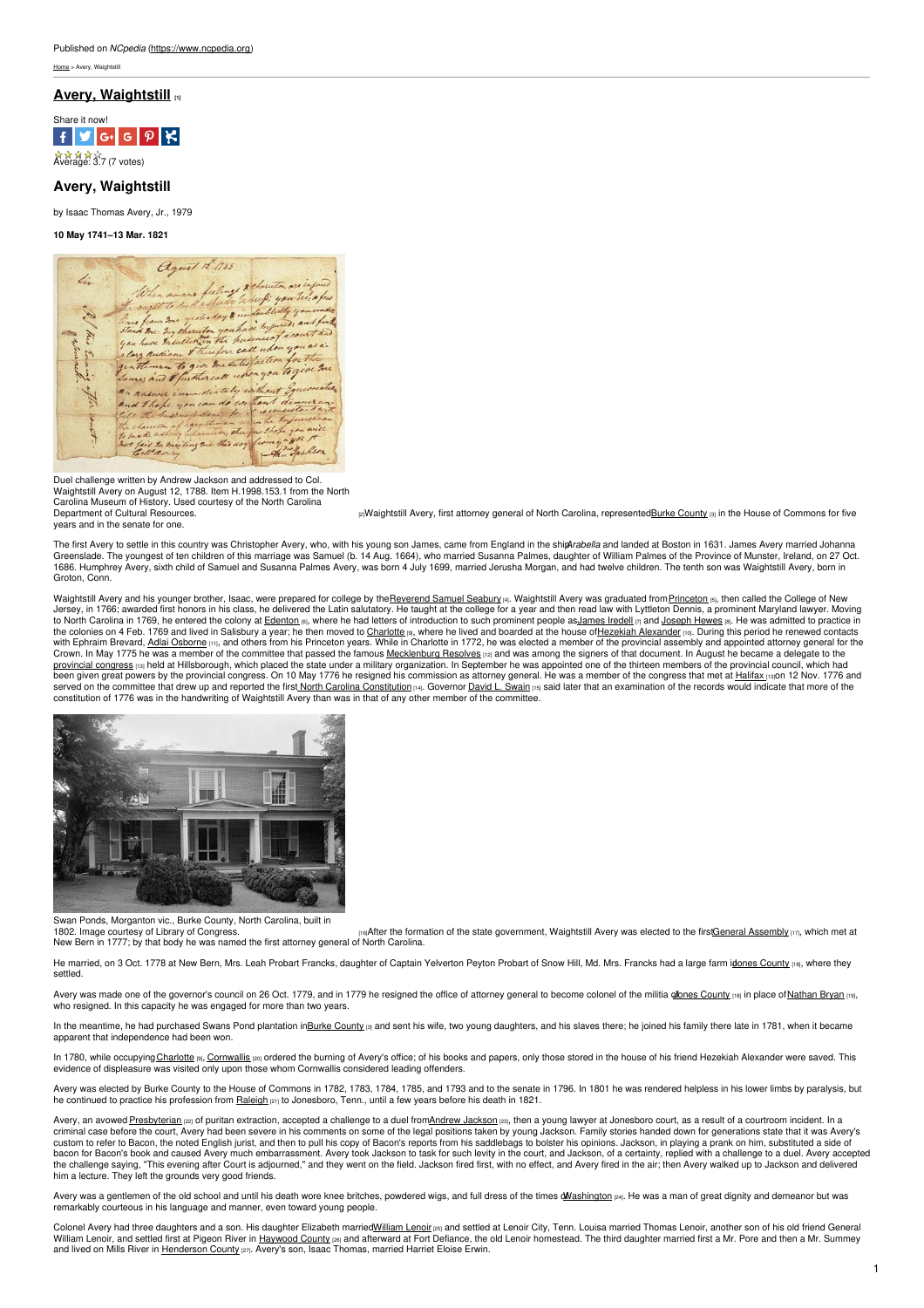Published on *NCpedia* (https://www.ncpedia.org)

Home > Avery, Waightstill

## Avery, Waightstill [1]

Share it now!

Average: 3.7 (7 votes)

## Avery, Waightstill

by Isaac Thomas Avery, Jr., 1979

**10 May 1741–13 Mar. 1821**

Duel challenge written by Andrew Jackson and addressed to Col. Waightstill Avery on August 12, 1788. Item H.1998.153.1 from the North Carolina Museum of History. Used courtesy of the North Carolina Department of Cultural Resources.

[2]Waightstill Avery, first attorney general of North Carolina, represented Burke County [3] in the House of Commons for five years and in the senate for one.

The first Avery to settle in this country was Christopher Avery, who, with his young son James, came from England in the ship *Arabella* and landed at Boston in 1631. James Avery married Johanna Greenslade. The youngest of ten children of this marriage was Samuel (b. 14 Aug. 1664), who married Susanna Palmes, daughter of William Palmes of the Province of Munster, Ireland, on 27 Oct. 1686. Humphrey Avery, sixth child of Samuel and Susanna Palmes Avery, was born 4 July 1699, married Jerusha Morgan, and had twelve children. The tenth son was Waightstill Avery, born in Groton, Conn.

Waightstill Avery and his younger brother, Isaac, were prepared for college by the Reverend Samuel Seabury [4]. Waightstill Avery was graduated from Princeton [5], then called the College of New Jersey, in 1766; awarded first honors in his class, he delivered the Latin salutatory. He taught at the college for a year and then read law with Lyttleton Dennis, a prominent Maryland lawyer. Moving to North Carolina in 1769, he entered the colony at Edenton [6], where he had letters of introduction to such prominent people as James Iredell [7] and Joseph Hewes [8]. He was admitted to practice in the colonies on 4 Feb. 1769 and lived in Salisbury a year; he then moved to Charlotte [9], where he lived and boarded at the house of Hezekiah Alexander [10]. During this period he renewed contacts with Ephraim Brevard, Adlai Osborne [11], and others from his Princeton years. While in Charlotte in 1772, he was elected a member of the provincial assembly and appointed attorney general for the Crown. In May 1775 he was a member of the committee that passed the famous Mecklenburg Resolves [12] and was among the signers of that document. In August he became a delegate to the provincial congress [13] held at Hillsborough, which placed the state under a military organization. In September he was appointed one of the thirteen members of the provincial council, which had been given great powers by the provincial congress. On 10 May 1776 he resigned his commission as attorney general. He was a member of the congress that met at Halifax [13] on 12 Nov. 1776 and served on the committee that drew up and reported the first North Carolina Constitution [14]. Governor David L. Swain [15] said later that an examination of the records would indicate that more of the constitution of 1776 was in the handwriting of Waightstill Avery than was in that of any other member of the committee.

Swan Ponds, Morganton vic., Burke County, North Carolina, built in 1802. Image courtesy of Library of Congress.

[16]After the formation of the state government, Waightstill Avery was elected to the first General Assembly [17], which met at New Bern in 1777; by that body he was named the first attorney general of North Carolina.

He married, on 3 Oct. 1778 at New Bern, Mrs. Leah Probart Francks, daughter of Captain Yelverton Peyton Probart of Snow Hill, Md. Mrs. Francks had a large farm in Jones County [18], where they settled.

Avery was made one of the governor's council on 26 Oct. 1779, and in 1779 he resigned the office of attorney general to become colonel of the militia of Jones County [18] in place of Nathan Bryan [19], who resigned. In this capacity he was engaged for more than two years.

In the meantime, he had purchased Swans Pond plantation in Burke County [3] and sent his wife, two young daughters, and his slaves there; he joined his family there late in 1781, when it became apparent that independence had been won.

In 1780, while occupying Charlotte [9], Cornwallis [20] ordered the burning of Avery's office; of his books and papers, only those stored in the house of his friend Hezekiah Alexander were saved. This evidence of displeasure was visited only upon those whom Cornwallis considered leading offenders.

Avery was elected by Burke County to the House of Commons in 1782, 1783, 1784, 1785, and 1793 and to the senate in 1796. In 1801 he was rendered helpless in his lower limbs by paralysis, but he continued to practice his profession from Raleigh [21] to Jonesboro, Tenn., until a few years before his death in 1821.

Avery, an avowed Presbyterian [22] of puritan extraction, accepted a challenge to a duel from Andrew Jackson [23], then a young lawyer at Jonesboro court, as a result of a courtroom incident. In a criminal case before the court, Avery had been severe in his comments on some of the legal positions taken by young Jackson. Family stories handed down for generations state that it was Avery's custom to refer to Bacon, the noted English jurist, and then to pull his copy of Bacon's reports from his saddlebags to bolster his opinions. Jackson, in playing a prank on him, substituted a side of bacon for Bacon's book and caused Avery much embarrassment. Avery took Jackson to task for such levity in the court, and Jackson, of a certainty, replied with a challenge to a duel. Avery accepted the challenge saying, "This evening after Court is adjourned," and they went on the field. Jackson fired first, with no effect, and Avery fired in the air; then Avery walked up to Jackson and delivered him a lecture. They left the grounds very good friends.

Avery was a gentlemen of the old school and until his death wore knee britches, powdered wigs, and full dress of the times of Washington [24]. He was a man of great dignity and demeanor but was remarkably courteous in his language and manner, even toward young people.

Colonel Avery had three daughters and a son. His daughter Elizabeth married William Lenoir [25] and settled at Lenoir City, Tenn. Louisa married Thomas Lenoir, another son of his old friend General William Lenoir, and settled first at Pigeon River in Haywood County [26] and afterward at Fort Defiance, the old Lenoir homestead. The third daughter married first a Mr. Pore and then a Mr. Summey and lived on Mills River in Henderson County [27]. Avery's son, Isaac Thomas, married Harriet Eloise Erwin.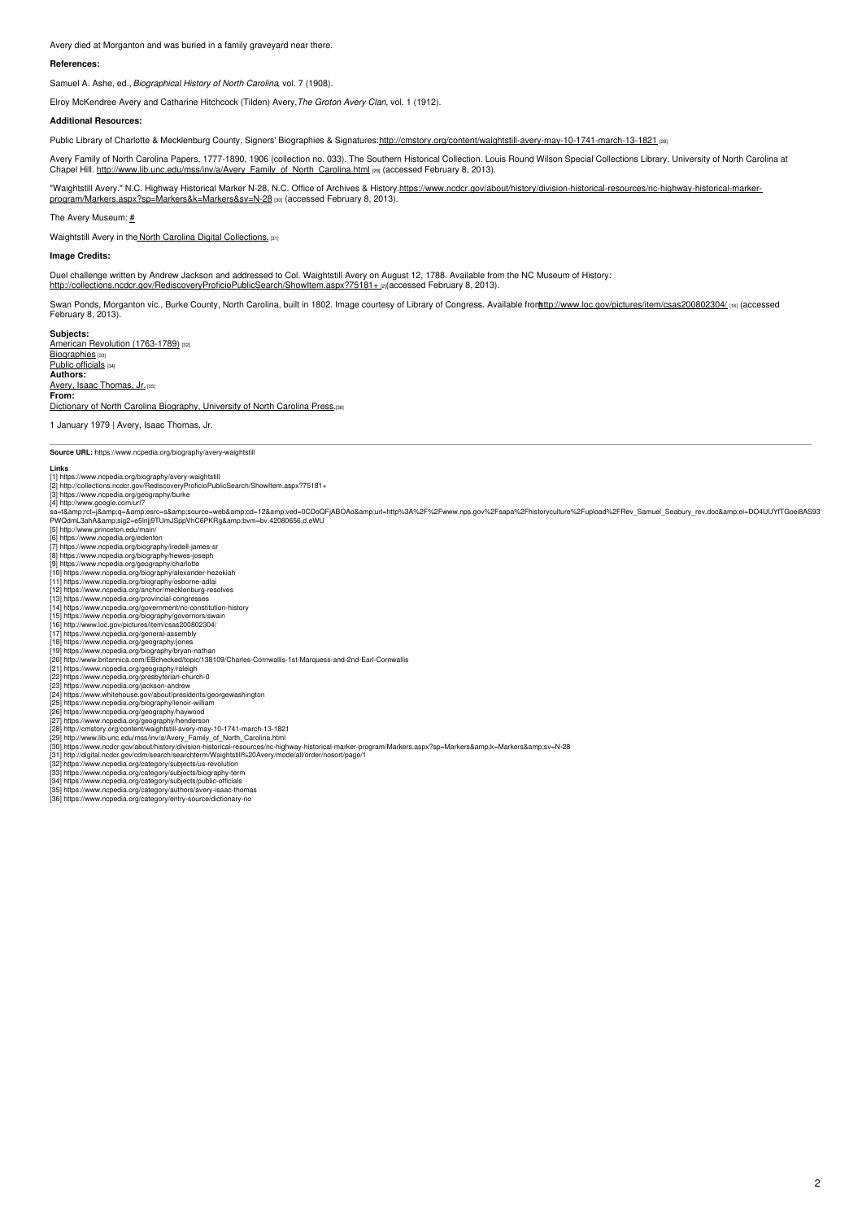Avery died at Morganton and was buried in a family graveyard near there.

**References:**

Samuel A. Ashe, ed., *Biographical History of North Carolina*, vol. 7 (1908).

Elroy McKendree Avery and Catharine Hitchcock (Tilden) Avery, *The Groton Avery Clan*, vol. 1 (1912).

**Additional Resources:**

Public Library of Charlotte & Mecklenburg County, Signers' Biographies & Signatures: http://cmstory.org/content/waightstill-avery-may-10-1741-march-13-1821 [28]

Avery Family of North Carolina Papers, 1777-1890, 1906 (collection no. 033). The Southern Historical Collection. Louis Round Wilson Special Collections Library. University of North Carolina at Chapel Hill. http://www.lib.unc.edu/mss/inv/a/Avery_Family_of_North_Carolina.html [29] (accessed February 8, 2013).

"Waightstill Avery." N.C. Highway Historical Marker N-28, N.C. Office of Archives & History. https://www.ncdcr.gov/about/history/division-historical-resources/nc-highway-historical-marker-program/Markers.aspx?sp=Markers&k=Markers&sv=N-28 [30] (accessed February 8, 2013).

The Avery Museum: #

Waightstill Avery in the North Carolina Digital Collections. [31]

**Image Credits:**

Duel challenge written by Andrew Jackson and addressed to Col. Waightstill Avery on August 12, 1788. Available from the NC Museum of History: http://collections.ncdcr.gov/RediscoveryProficioPublicSearch/ShowItem.aspx?75181+ [2] (accessed February 8, 2013).

Swan Ponds, Morganton vic., Burke County, North Carolina, built in 1802. Image courtesy of Library of Congress. Available from http://www.loc.gov/pictures/item/csas200802304/ [16] (accessed February 8, 2013).

**Subjects:**
American Revolution (1763-1789) [32]
Biographies [33]
Public officials [34]
**Authors:**
Avery, Isaac Thomas, Jr. [35]
**From:**
Dictionary of North Carolina Biography, University of North Carolina Press. [36]

1 January 1979 | Avery, Isaac Thomas, Jr.

---

**Source URL:** https://www.ncpedia.org/biography/avery-waightstill

**Links**
[1] https://www.ncpedia.org/biography/avery-waightstill
[2] http://collections.ncdcr.gov/RediscoveryProficioPublicSearch/ShowItem.aspx?75181+
[3] https://www.ncpedia.org/geography/burke
[4] http://www.google.com/url?sa=t&amp;rct=j&amp;q=&amp;esrc=s&amp;source=web&amp;cd=12&amp;ved=0CDoQFjABOAo&amp;url=http%3A%2F%2Fwww.nps.gov%2Fsapa%2Fhistoryculture%2Fupload%2FRev_Samuel_Seabury_rev.doc&amp;ei=DO4UUYfTGoei8AS93PWQdmL3ahA&amp;sig2=e5lnjj9TUmJSppVhC6PKRg&amp;bvm=bv.42080656,d.eWU
[5] http://www.princeton.edu/main/
[6] https://www.ncpedia.org/edenton
[7] https://www.ncpedia.org/biography/iredell-james-sr
[8] https://www.ncpedia.org/biography/hewes-joseph
[9] https://www.ncpedia.org/geography/charlotte
[10] https://www.ncpedia.org/biography/alexander-hezekiah
[11] https://www.ncpedia.org/biography/osborne-adlai
[12] https://www.ncpedia.org/anchor/mecklenburg-resolves
[13] https://www.ncpedia.org/provincial-congresses
[14] https://www.ncpedia.org/government/nc-constitution-history
[15] https://www.ncpedia.org/biography/governors/swain
[16] http://www.loc.gov/pictures/item/csas200802304/
[17] https://www.ncpedia.org/general-assembly
[18] https://www.ncpedia.org/geography/jones
[19] https://www.ncpedia.org/biography/bryan-nathan
[20] http://www.britannica.com/EBchecked/topic/138109/Charles-Cornwallis-1st-Marquess-and-2nd-Earl-Cornwallis
[21] https://www.ncpedia.org/geography/raleigh
[22] https://www.ncpedia.org/presbyterian-church-0
[23] https://www.ncpedia.org/jackson-andrew
[24] https://www.whitehouse.gov/about/presidents/georgewashington
[25] https://www.ncpedia.org/biography/lenoir-william
[26] https://www.ncpedia.org/geography/haywood
[27] https://www.ncpedia.org/geography/henderson
[28] http://cmstory.org/content/waightstill-avery-may-10-1741-march-13-1821
[29] http://www.lib.unc.edu/mss/inv/a/Avery_Family_of_North_Carolina.html
[30] https://www.ncdcr.gov/about/history/division-historical-resources/nc-highway-historical-marker-program/Markers.aspx?sp=Markers&amp;k=Markers&amp;sv=N-28
[31] http://digital.ncdcr.gov/cdm/search/searchterm/Waightstill%20Avery/mode/all/order/nosort/page/1
[32] https://www.ncpedia.org/category/subjects/us-revolution
[33] https://www.ncpedia.org/category/subjects/biography-term
[34] https://www.ncpedia.org/category/subjects/public-officials
[35] https://www.ncpedia.org/category/authors/avery-isaac-thomas
[36] https://www.ncpedia.org/category/entry-source/dictionary-no